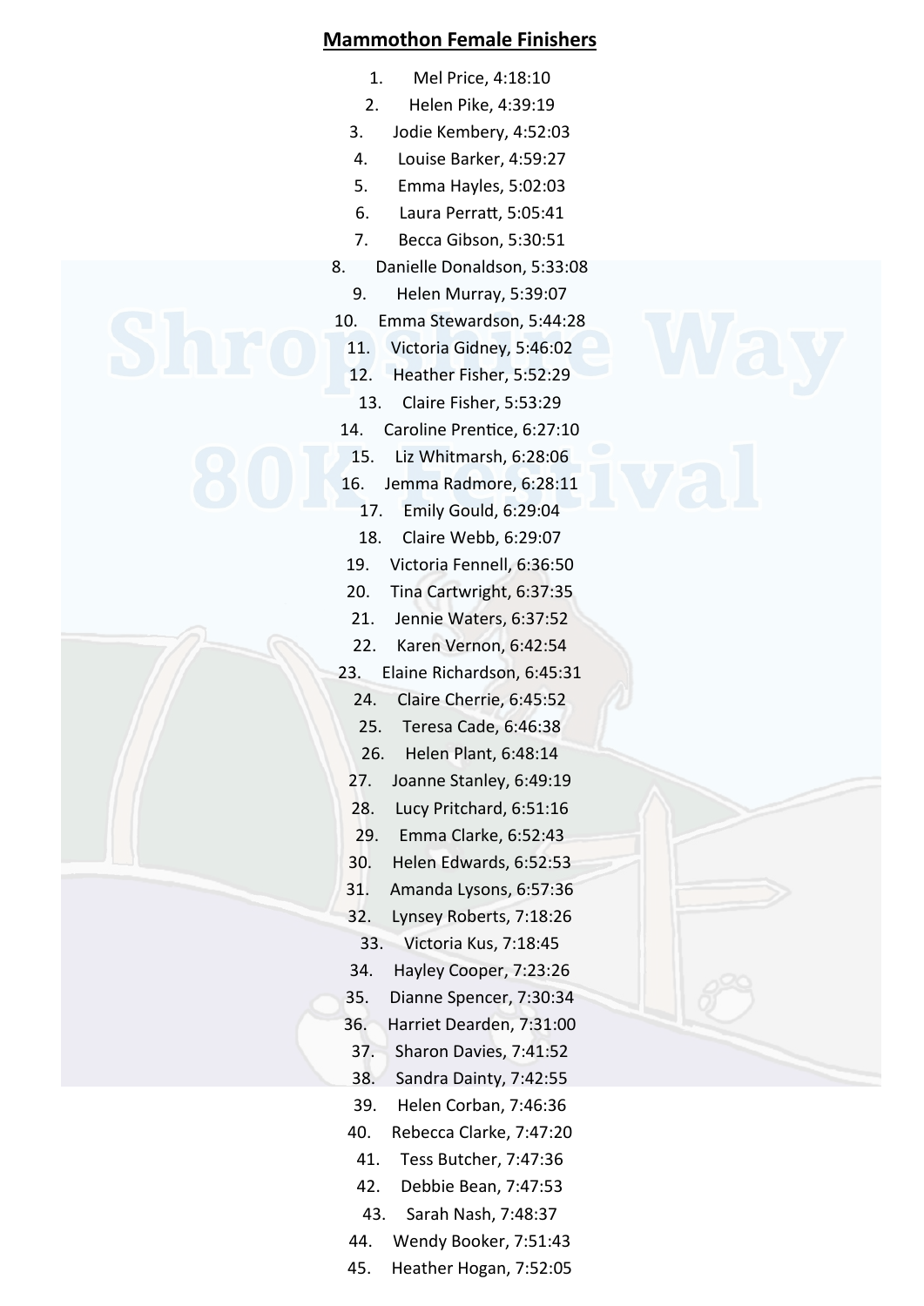## Mammothon Female Finishers

1. Mel Price, 4:18:10
2. Helen Pike, 4:39:19
3. Jodie Kembery, 4:52:03
4. Louise Barker, 4:59:27
5. Emma Hayles, 5:02:03
6. Laura Perratt, 5:05:41
7. Becca Gibson, 5:30:51
8. Danielle Donaldson, 5:33:08
9. Helen Murray, 5:39:07
10. Emma Stewardson, 5:44:28
11. Victoria Gidney, 5:46:02
12. Heather Fisher, 5:52:29
13. Claire Fisher, 5:53:29
14. Caroline Prentice, 6:27:10
15. Liz Whitmarsh, 6:28:06
16. Jemma Radmore, 6:28:11
17. Emily Gould, 6:29:04
18. Claire Webb, 6:29:07
19. Victoria Fennell, 6:36:50
20. Tina Cartwright, 6:37:35
21. Jennie Waters, 6:37:52
22. Karen Vernon, 6:42:54
23. Elaine Richardson, 6:45:31
24. Claire Cherrie, 6:45:52
25. Teresa Cade, 6:46:38
26. Helen Plant, 6:48:14
27. Joanne Stanley, 6:49:19
28. Lucy Pritchard, 6:51:16
29. Emma Clarke, 6:52:43
30. Helen Edwards, 6:52:53
31. Amanda Lysons, 6:57:36
32. Lynsey Roberts, 7:18:26
33. Victoria Kus, 7:18:45
34. Hayley Cooper, 7:23:26
35. Dianne Spencer, 7:30:34
36. Harriet Dearden, 7:31:00
37. Sharon Davies, 7:41:52
38. Sandra Dainty, 7:42:55
39. Helen Corban, 7:46:36
40. Rebecca Clarke, 7:47:20
41. Tess Butcher, 7:47:36
42. Debbie Bean, 7:47:53
43. Sarah Nash, 7:48:37
44. Wendy Booker, 7:51:43
45. Heather Hogan, 7:52:05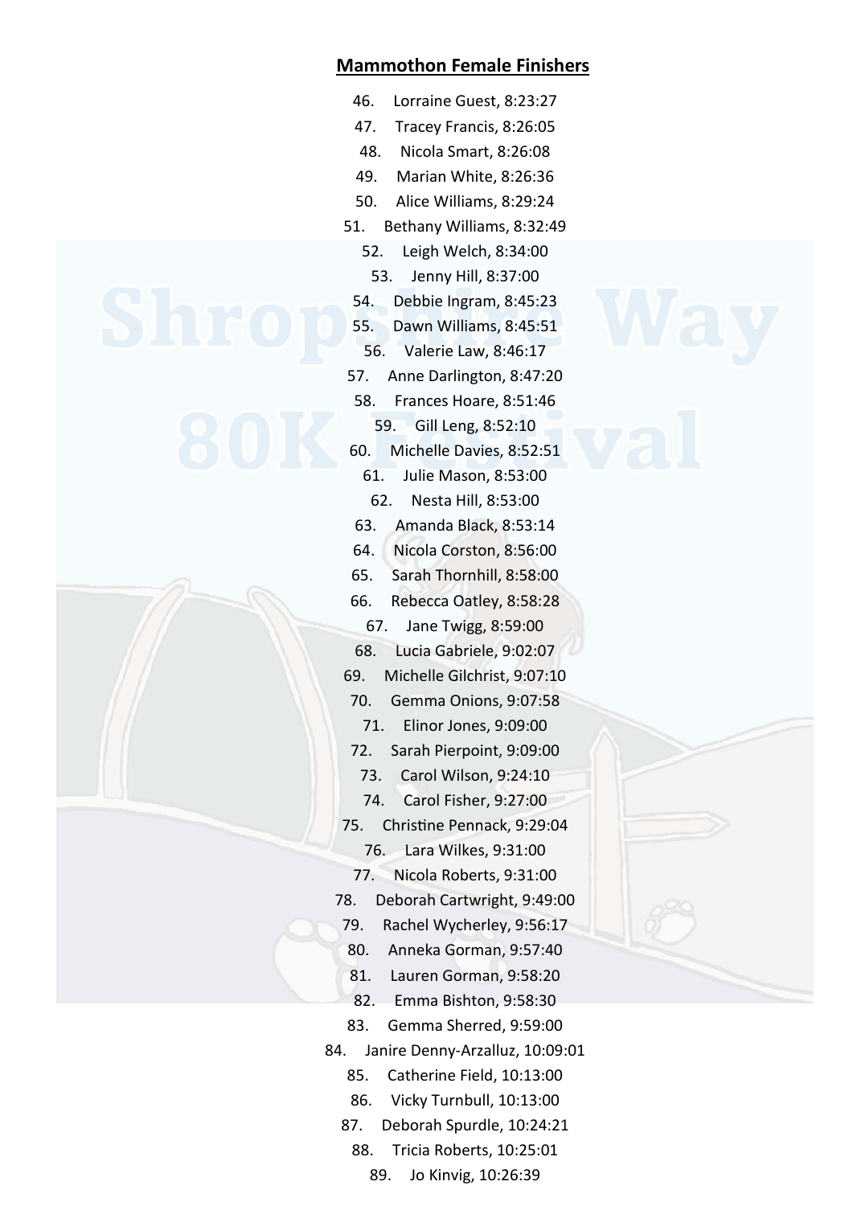## Mammothon Female Finishers

46. Lorraine Guest, 8:23:27
47. Tracey Francis, 8:26:05
48. Nicola Smart, 8:26:08
49. Marian White, 8:26:36
50. Alice Williams, 8:29:24
51. Bethany Williams, 8:32:49
52. Leigh Welch, 8:34:00
53. Jenny Hill, 8:37:00
54. Debbie Ingram, 8:45:23
55. Dawn Williams, 8:45:51
56. Valerie Law, 8:46:17
57. Anne Darlington, 8:47:20
58. Frances Hoare, 8:51:46
59. Gill Leng, 8:52:10
60. Michelle Davies, 8:52:51
61. Julie Mason, 8:53:00
62. Nesta Hill, 8:53:00
63. Amanda Black, 8:53:14
64. Nicola Corston, 8:56:00
65. Sarah Thornhill, 8:58:00
66. Rebecca Oatley, 8:58:28
67. Jane Twigg, 8:59:00
68. Lucia Gabriele, 9:02:07
69. Michelle Gilchrist, 9:07:10
70. Gemma Onions, 9:07:58
71. Elinor Jones, 9:09:00
72. Sarah Pierpoint, 9:09:00
73. Carol Wilson, 9:24:10
74. Carol Fisher, 9:27:00
75. Christine Pennack, 9:29:04
76. Lara Wilkes, 9:31:00
77. Nicola Roberts, 9:31:00
78. Deborah Cartwright, 9:49:00
79. Rachel Wycherley, 9:56:17
80. Anneka Gorman, 9:57:40
81. Lauren Gorman, 9:58:20
82. Emma Bishton, 9:58:30
83. Gemma Sherred, 9:59:00
84. Janire Denny-Arzalluz, 10:09:01
85. Catherine Field, 10:13:00
86. Vicky Turnbull, 10:13:00
87. Deborah Spurdle, 10:24:21
88. Tricia Roberts, 10:25:01
89. Jo Kinvig, 10:26:39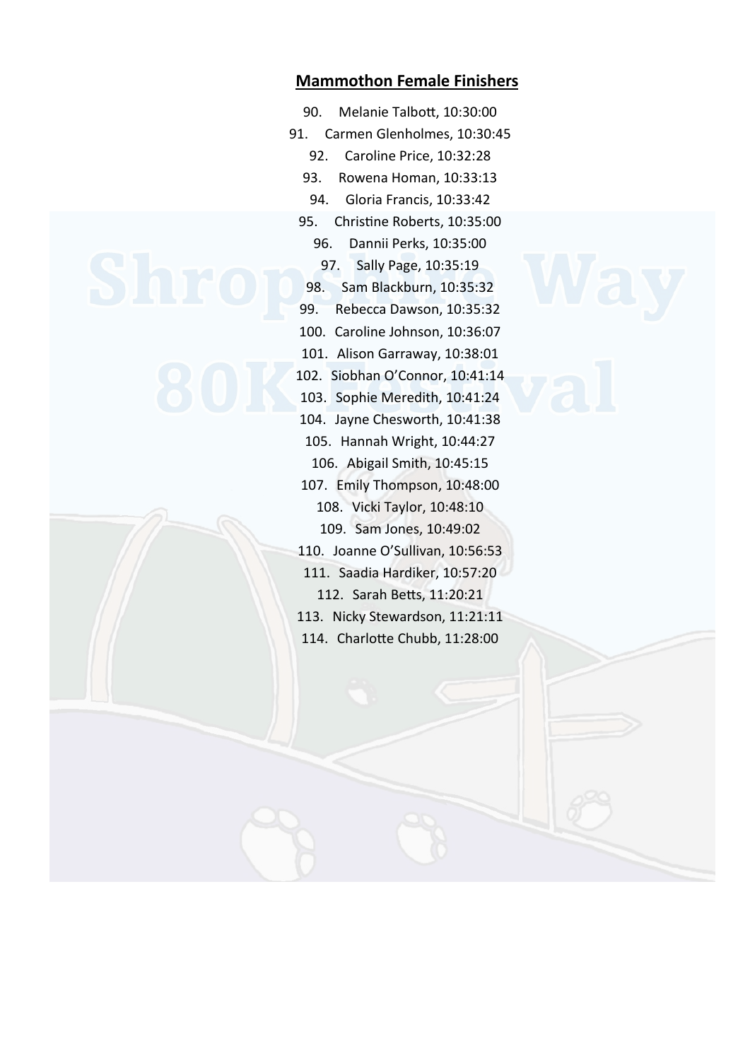## Mammothon Female Finishers

90. Melanie Talbott, 10:30:00
91. Carmen Glenholmes, 10:30:45
92. Caroline Price, 10:32:28
93. Rowena Homan, 10:33:13
94. Gloria Francis, 10:33:42
95. Christine Roberts, 10:35:00
96. Dannii Perks, 10:35:00
97. Sally Page, 10:35:19
98. Sam Blackburn, 10:35:32
99. Rebecca Dawson, 10:35:32
100. Caroline Johnson, 10:36:07
101. Alison Garraway, 10:38:01
102. Siobhan O'Connor, 10:41:14
103. Sophie Meredith, 10:41:24
104. Jayne Chesworth, 10:41:38
105. Hannah Wright, 10:44:27
106. Abigail Smith, 10:45:15
107. Emily Thompson, 10:48:00
108. Vicki Taylor, 10:48:10
109. Sam Jones, 10:49:02
110. Joanne O'Sullivan, 10:56:53
111. Saadia Hardiker, 10:57:20
112. Sarah Betts, 11:20:21
113. Nicky Stewardson, 11:21:11
114. Charlotte Chubb, 11:28:00